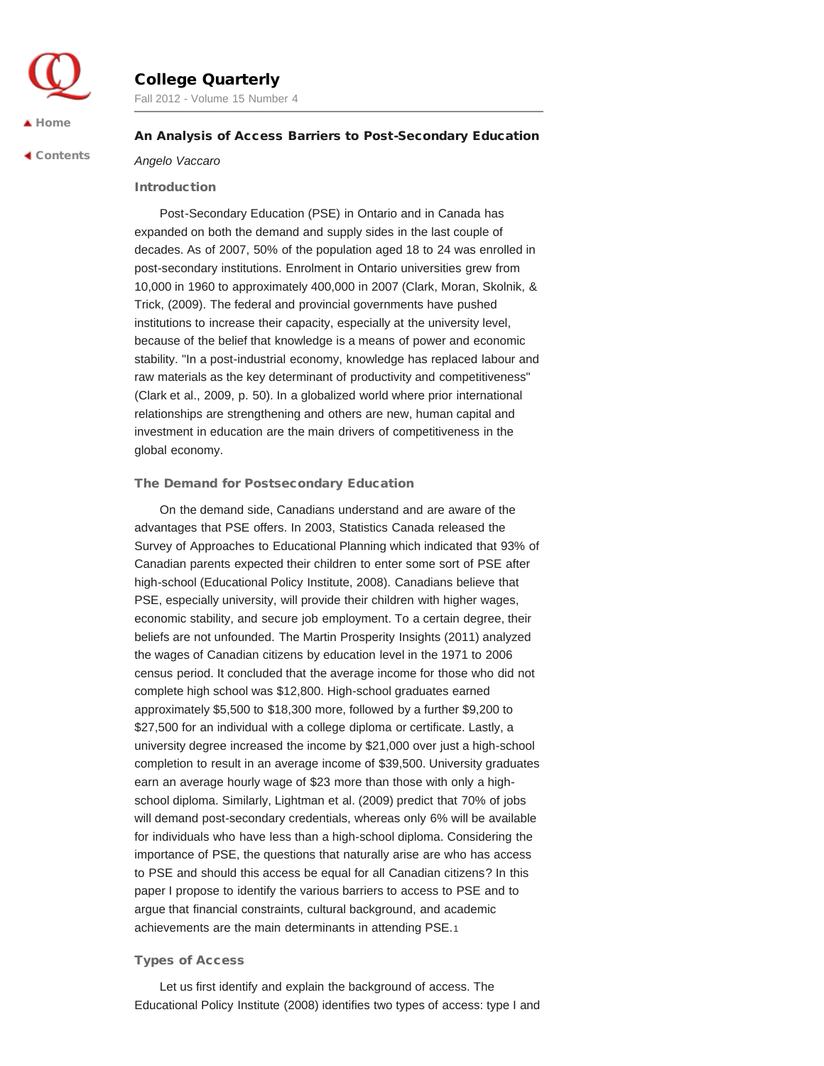# College Quarterly

Fall 2012 - Volume 15 Number 4

## An Analysis of Access Barriers to Post-Secondary Education

*Angelo Vaccaro*

### Introduction

Post-Secondary Education (PSE) in Ontario and in Canada has expanded on both the demand and supply sides in the last couple of decades. As of 2007, 50% of the population aged 18 to 24 was enrolled in post-secondary institutions. Enrolment in Ontario universities grew from 10,000 in 1960 to approximately 400,000 in 2007 (Clark, Moran, Skolnik, & Trick, (2009). The federal and provincial governments have pushed institutions to increase their capacity, especially at the university level, because of the belief that knowledge is a means of power and economic stability. "In a post-industrial economy, knowledge has replaced labour and raw materials as the key determinant of productivity and competitiveness" (Clark et al., 2009, p. 50). In a globalized world where prior international relationships are strengthening and others are new, human capital and investment in education are the main drivers of competitiveness in the global economy.

### The Demand for Postsecondary Education

On the demand side, Canadians understand and are aware of the advantages that PSE offers. In 2003, Statistics Canada released the Survey of Approaches to Educational Planning which indicated that 93% of Canadian parents expected their children to enter some sort of PSE after high-school (Educational Policy Institute, 2008). Canadians believe that PSE, especially university, will provide their children with higher wages, economic stability, and secure job employment. To a certain degree, their beliefs are not unfounded. The Martin Prosperity Insights (2011) analyzed the wages of Canadian citizens by education level in the 1971 to 2006 census period. It concluded that the average income for those who did not complete high school was $12,800. High-school graduates earned approximately $5,500 to $18,300 more, followed by a further $9,200 to $27,500 for an individual with a college diploma or certificate. Lastly, a university degree increased the income by $21,000 over just a high-school completion to result in an average income of $39,500. University graduates earn an average hourly wage of $23 more than those with only a high-school diploma. Similarly, Lightman et al. (2009) predict that 70% of jobs will demand post-secondary credentials, whereas only 6% will be available for individuals who have less than a high-school diploma. Considering the importance of PSE, the questions that naturally arise are who has access to PSE and should this access be equal for all Canadian citizens? In this paper I propose to identify the various barriers to access to PSE and to argue that financial constraints, cultural background, and academic achievements are the main determinants in attending PSE.[1]

### Types of Access

Let us first identify and explain the background of access. The Educational Policy Institute (2008) identifies two types of access: type I and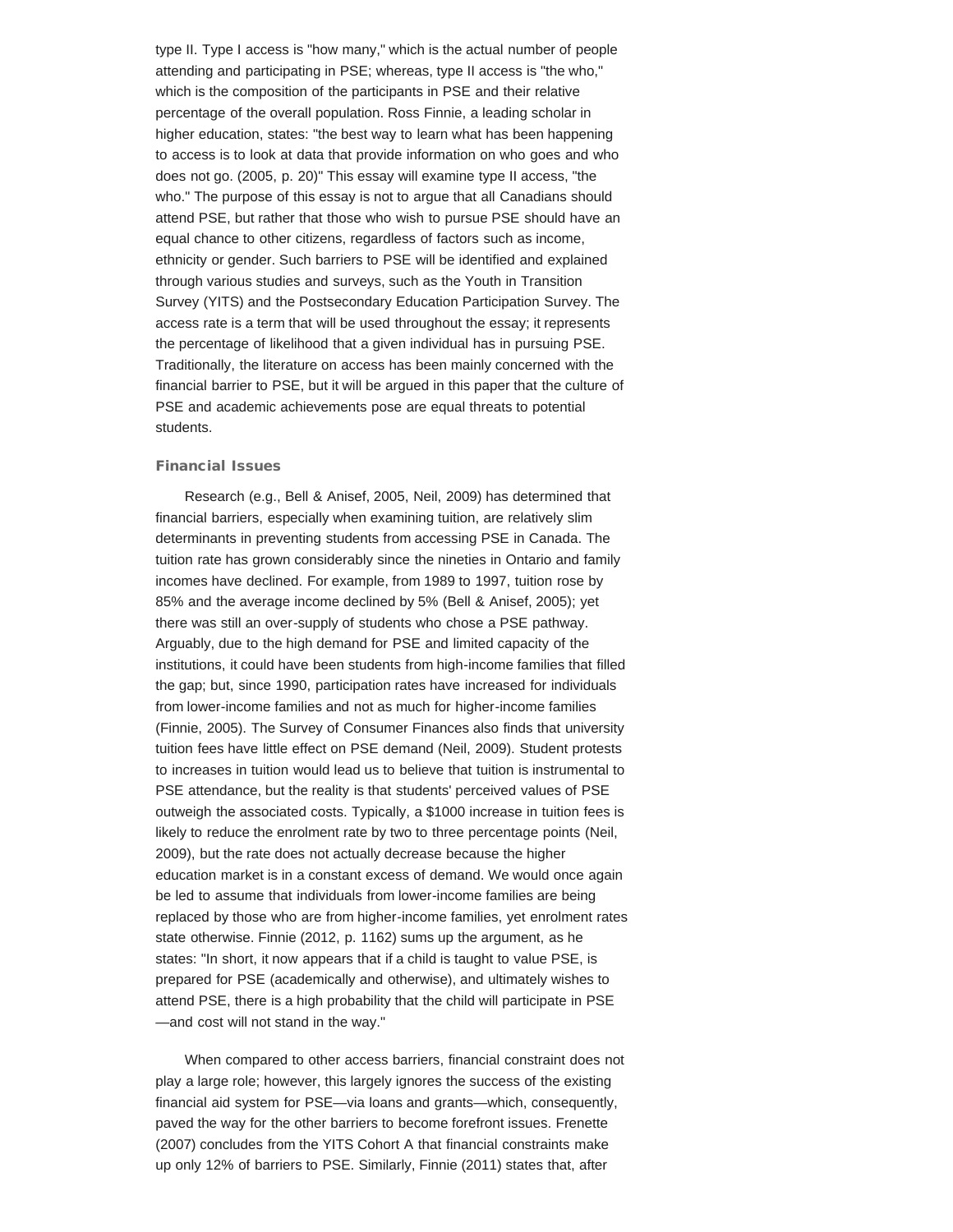type II. Type I access is "how many," which is the actual number of people attending and participating in PSE; whereas, type II access is "the who," which is the composition of the participants in PSE and their relative percentage of the overall population. Ross Finnie, a leading scholar in higher education, states: "the best way to learn what has been happening to access is to look at data that provide information on who goes and who does not go. (2005, p. 20)" This essay will examine type II access, "the who." The purpose of this essay is not to argue that all Canadians should attend PSE, but rather that those who wish to pursue PSE should have an equal chance to other citizens, regardless of factors such as income, ethnicity or gender. Such barriers to PSE will be identified and explained through various studies and surveys, such as the Youth in Transition Survey (YITS) and the Postsecondary Education Participation Survey. The access rate is a term that will be used throughout the essay; it represents the percentage of likelihood that a given individual has in pursuing PSE. Traditionally, the literature on access has been mainly concerned with the financial barrier to PSE, but it will be argued in this paper that the culture of PSE and academic achievements pose are equal threats to potential students.

### Financial Issues

Research (e.g., Bell & Anisef, 2005, Neil, 2009) has determined that financial barriers, especially when examining tuition, are relatively slim determinants in preventing students from accessing PSE in Canada. The tuition rate has grown considerably since the nineties in Ontario and family incomes have declined. For example, from 1989 to 1997, tuition rose by 85% and the average income declined by 5% (Bell & Anisef, 2005); yet there was still an over-supply of students who chose a PSE pathway. Arguably, due to the high demand for PSE and limited capacity of the institutions, it could have been students from high-income families that filled the gap; but, since 1990, participation rates have increased for individuals from lower-income families and not as much for higher-income families (Finnie, 2005). The Survey of Consumer Finances also finds that university tuition fees have little effect on PSE demand (Neil, 2009). Student protests to increases in tuition would lead us to believe that tuition is instrumental to PSE attendance, but the reality is that students' perceived values of PSE outweigh the associated costs. Typically, a $1000 increase in tuition fees is likely to reduce the enrolment rate by two to three percentage points (Neil, 2009), but the rate does not actually decrease because the higher education market is in a constant excess of demand. We would once again be led to assume that individuals from lower-income families are being replaced by those who are from higher-income families, yet enrolment rates state otherwise. Finnie (2012, p. 1162) sums up the argument, as he states: "In short, it now appears that if a child is taught to value PSE, is prepared for PSE (academically and otherwise), and ultimately wishes to attend PSE, there is a high probability that the child will participate in PSE —and cost will not stand in the way."

When compared to other access barriers, financial constraint does not play a large role; however, this largely ignores the success of the existing financial aid system for PSE—via loans and grants—which, consequently, paved the way for the other barriers to become forefront issues. Frenette (2007) concludes from the YITS Cohort A that financial constraints make up only 12% of barriers to PSE. Similarly, Finnie (2011) states that, after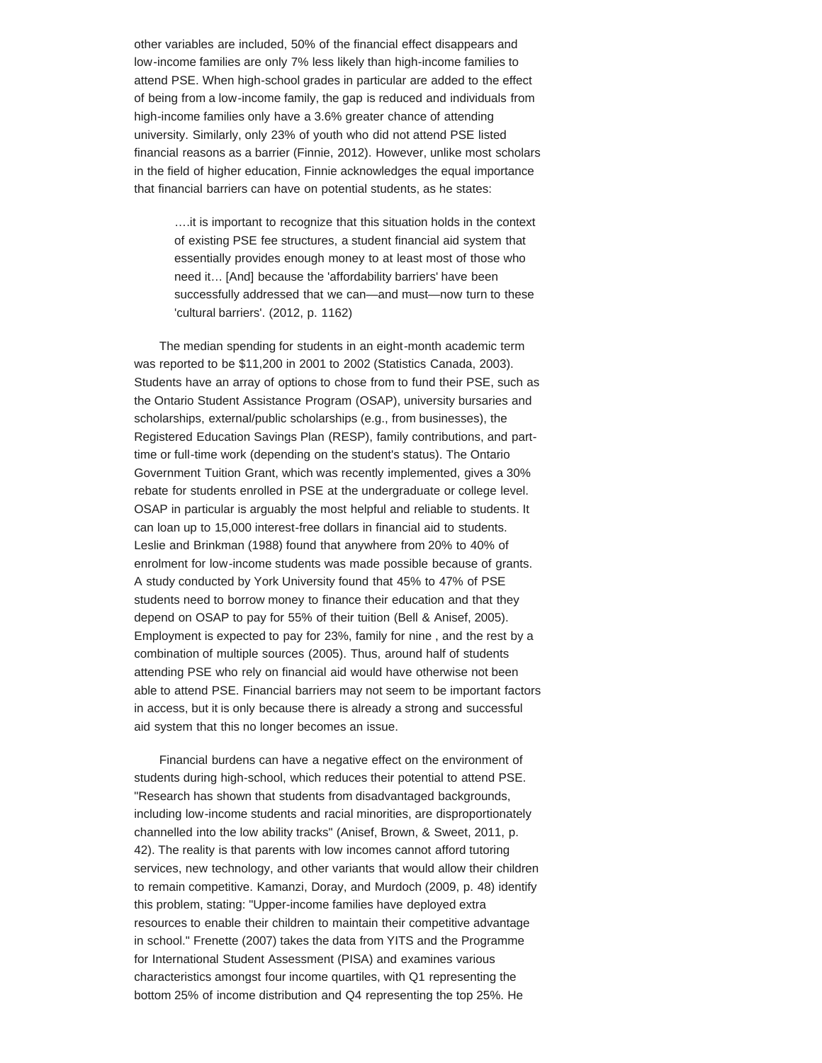other variables are included, 50% of the financial effect disappears and low-income families are only 7% less likely than high-income families to attend PSE. When high-school grades in particular are added to the effect of being from a low-income family, the gap is reduced and individuals from high-income families only have a 3.6% greater chance of attending university. Similarly, only 23% of youth who did not attend PSE listed financial reasons as a barrier (Finnie, 2012). However, unlike most scholars in the field of higher education, Finnie acknowledges the equal importance that financial barriers can have on potential students, as he states:

> ….it is important to recognize that this situation holds in the context of existing PSE fee structures, a student financial aid system that essentially provides enough money to at least most of those who need it… [And] because the 'affordability barriers' have been successfully addressed that we can—and must—now turn to these 'cultural barriers'. (2012, p. 1162)

The median spending for students in an eight-month academic term was reported to be $11,200 in 2001 to 2002 (Statistics Canada, 2003). Students have an array of options to chose from to fund their PSE, such as the Ontario Student Assistance Program (OSAP), university bursaries and scholarships, external/public scholarships (e.g., from businesses), the Registered Education Savings Plan (RESP), family contributions, and part-time or full-time work (depending on the student's status). The Ontario Government Tuition Grant, which was recently implemented, gives a 30% rebate for students enrolled in PSE at the undergraduate or college level. OSAP in particular is arguably the most helpful and reliable to students. It can loan up to 15,000 interest-free dollars in financial aid to students. Leslie and Brinkman (1988) found that anywhere from 20% to 40% of enrolment for low-income students was made possible because of grants. A study conducted by York University found that 45% to 47% of PSE students need to borrow money to finance their education and that they depend on OSAP to pay for 55% of their tuition (Bell & Anisef, 2005). Employment is expected to pay for 23%, family for nine , and the rest by a combination of multiple sources (2005). Thus, around half of students attending PSE who rely on financial aid would have otherwise not been able to attend PSE. Financial barriers may not seem to be important factors in access, but it is only because there is already a strong and successful aid system that this no longer becomes an issue.

Financial burdens can have a negative effect on the environment of students during high-school, which reduces their potential to attend PSE. "Research has shown that students from disadvantaged backgrounds, including low-income students and racial minorities, are disproportionately channelled into the low ability tracks" (Anisef, Brown, & Sweet, 2011, p. 42). The reality is that parents with low incomes cannot afford tutoring services, new technology, and other variants that would allow their children to remain competitive. Kamanzi, Doray, and Murdoch (2009, p. 48) identify this problem, stating: "Upper-income families have deployed extra resources to enable their children to maintain their competitive advantage in school." Frenette (2007) takes the data from YITS and the Programme for International Student Assessment (PISA) and examines various characteristics amongst four income quartiles, with Q1 representing the bottom 25% of income distribution and Q4 representing the top 25%. He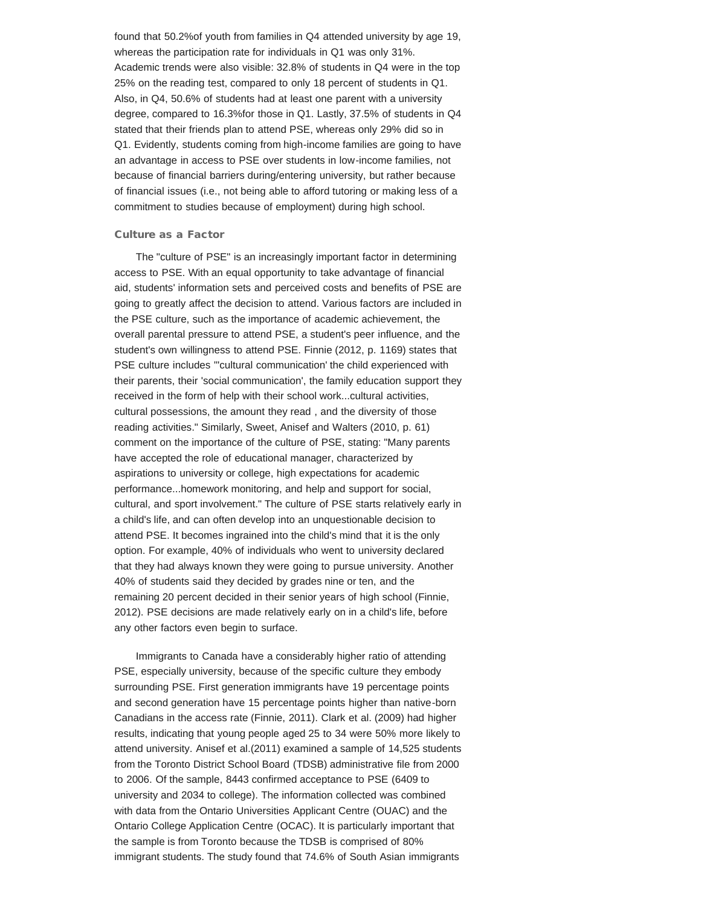found that 50.2%of youth from families in Q4 attended university by age 19, whereas the participation rate for individuals in Q1 was only 31%. Academic trends were also visible: 32.8% of students in Q4 were in the top 25% on the reading test, compared to only 18 percent of students in Q1. Also, in Q4, 50.6% of students had at least one parent with a university degree, compared to 16.3%for those in Q1. Lastly, 37.5% of students in Q4 stated that their friends plan to attend PSE, whereas only 29% did so in Q1. Evidently, students coming from high-income families are going to have an advantage in access to PSE over students in low-income families, not because of financial barriers during/entering university, but rather because of financial issues (i.e., not being able to afford tutoring or making less of a commitment to studies because of employment) during high school.

### Culture as a Factor

The "culture of PSE" is an increasingly important factor in determining access to PSE. With an equal opportunity to take advantage of financial aid, students' information sets and perceived costs and benefits of PSE are going to greatly affect the decision to attend. Various factors are included in the PSE culture, such as the importance of academic achievement, the overall parental pressure to attend PSE, a student's peer influence, and the student's own willingness to attend PSE. Finnie (2012, p. 1169) states that PSE culture includes "'cultural communication' the child experienced with their parents, their 'social communication', the family education support they received in the form of help with their school work...cultural activities, cultural possessions, the amount they read , and the diversity of those reading activities." Similarly, Sweet, Anisef and Walters (2010, p. 61) comment on the importance of the culture of PSE, stating: "Many parents have accepted the role of educational manager, characterized by aspirations to university or college, high expectations for academic performance...homework monitoring, and help and support for social, cultural, and sport involvement." The culture of PSE starts relatively early in a child's life, and can often develop into an unquestionable decision to attend PSE. It becomes ingrained into the child's mind that it is the only option. For example, 40% of individuals who went to university declared that they had always known they were going to pursue university. Another 40% of students said they decided by grades nine or ten, and the remaining 20 percent decided in their senior years of high school (Finnie, 2012). PSE decisions are made relatively early on in a child's life, before any other factors even begin to surface.

Immigrants to Canada have a considerably higher ratio of attending PSE, especially university, because of the specific culture they embody surrounding PSE. First generation immigrants have 19 percentage points and second generation have 15 percentage points higher than native-born Canadians in the access rate (Finnie, 2011). Clark et al. (2009) had higher results, indicating that young people aged 25 to 34 were 50% more likely to attend university. Anisef et al.(2011) examined a sample of 14,525 students from the Toronto District School Board (TDSB) administrative file from 2000 to 2006. Of the sample, 8443 confirmed acceptance to PSE (6409 to university and 2034 to college). The information collected was combined with data from the Ontario Universities Applicant Centre (OUAC) and the Ontario College Application Centre (OCAC). It is particularly important that the sample is from Toronto because the TDSB is comprised of 80% immigrant students. The study found that 74.6% of South Asian immigrants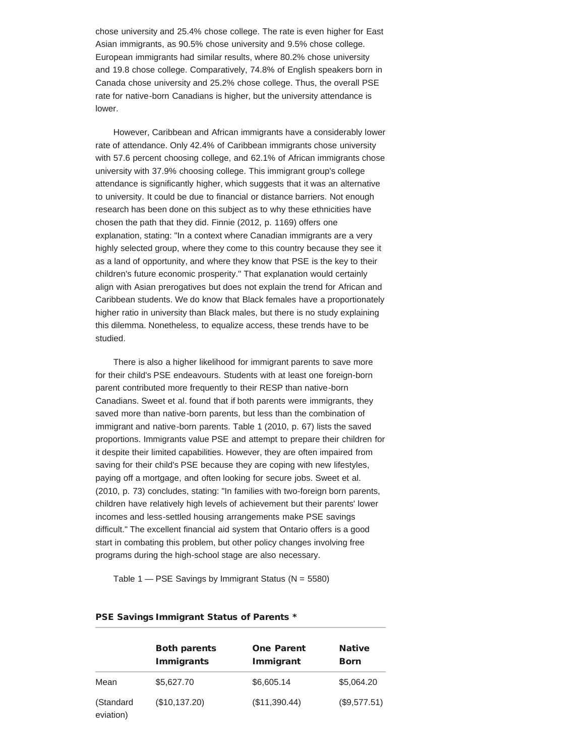chose university and 25.4% chose college. The rate is even higher for East Asian immigrants, as 90.5% chose university and 9.5% chose college. European immigrants had similar results, where 80.2% chose university and 19.8 chose college. Comparatively, 74.8% of English speakers born in Canada chose university and 25.2% chose college. Thus, the overall PSE rate for native-born Canadians is higher, but the university attendance is lower.

However, Caribbean and African immigrants have a considerably lower rate of attendance. Only 42.4% of Caribbean immigrants chose university with 57.6 percent choosing college, and 62.1% of African immigrants chose university with 37.9% choosing college. This immigrant group's college attendance is significantly higher, which suggests that it was an alternative to university. It could be due to financial or distance barriers. Not enough research has been done on this subject as to why these ethnicities have chosen the path that they did. Finnie (2012, p. 1169) offers one explanation, stating: "In a context where Canadian immigrants are a very highly selected group, where they come to this country because they see it as a land of opportunity, and where they know that PSE is the key to their children's future economic prosperity." That explanation would certainly align with Asian prerogatives but does not explain the trend for African and Caribbean students. We do know that Black females have a proportionately higher ratio in university than Black males, but there is no study explaining this dilemma. Nonetheless, to equalize access, these trends have to be studied.

There is also a higher likelihood for immigrant parents to save more for their child's PSE endeavours. Students with at least one foreign-born parent contributed more frequently to their RESP than native-born Canadians. Sweet et al. found that if both parents were immigrants, they saved more than native-born parents, but less than the combination of immigrant and native-born parents. Table 1 (2010, p. 67) lists the saved proportions. Immigrants value PSE and attempt to prepare their children for it despite their limited capabilities. However, they are often impaired from saving for their child's PSE because they are coping with new lifestyles, paying off a mortgage, and often looking for secure jobs. Sweet et al. (2010, p. 73) concludes, stating: "In families with two-foreign born parents, children have relatively high levels of achievement but their parents' lower incomes and less-settled housing arrangements make PSE savings difficult." The excellent financial aid system that Ontario offers is a good start in combating this problem, but other policy changes involving free programs during the high-school stage are also necessary.

Table 1 — PSE Savings by Immigrant Status (N = 5580)

| PSE Savings | Immigrant Status of Parents * | | |
|---|---|---|---|
| | **Both parents Immigrants** | **One Parent Immigrant** | **Native Born** |
| Mean | $5,627.70 | $6,605.14 | $5,064.20 |
| (Standard eviation) | ($10,137.20) | ($11,390.44) | ($9,577.51) |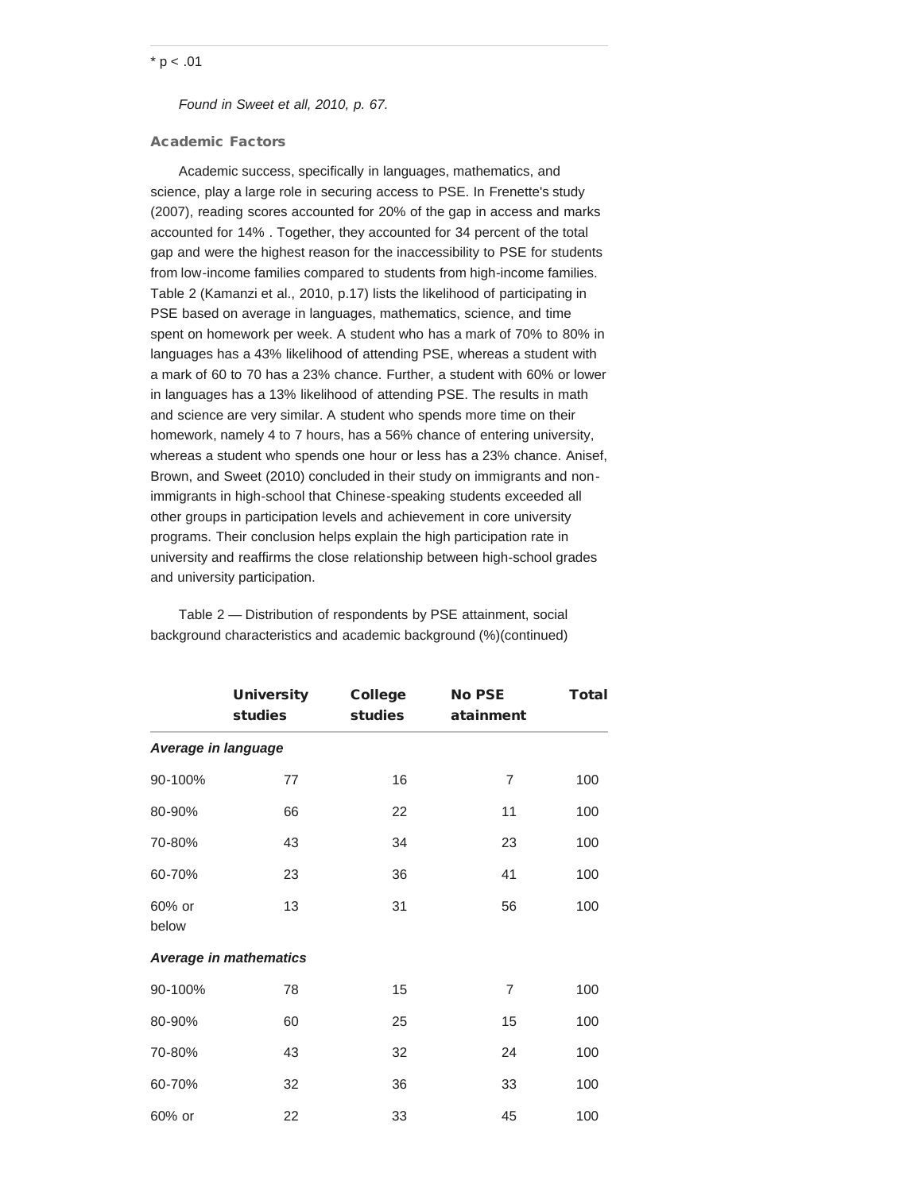$* p < .01$

*Found in Sweet et all, 2010, p. 67.*

### Academic Factors

Academic success, specifically in languages, mathematics, and science, play a large role in securing access to PSE. In Frenette's study (2007), reading scores accounted for 20% of the gap in access and marks accounted for 14% . Together, they accounted for 34 percent of the total gap and were the highest reason for the inaccessibility to PSE for students from low-income families compared to students from high-income families. Table 2 (Kamanzi et al., 2010, p.17) lists the likelihood of participating in PSE based on average in languages, mathematics, science, and time spent on homework per week. A student who has a mark of 70% to 80% in languages has a 43% likelihood of attending PSE, whereas a student with a mark of 60 to 70 has a 23% chance. Further, a student with 60% or lower in languages has a 13% likelihood of attending PSE. The results in math and science are very similar. A student who spends more time on their homework, namely 4 to 7 hours, has a 56% chance of entering university, whereas a student who spends one hour or less has a 23% chance. Anisef, Brown, and Sweet (2010) concluded in their study on immigrants and non-immigrants in high-school that Chinese-speaking students exceeded all other groups in participation levels and achievement in core university programs. Their conclusion helps explain the high participation rate in university and reaffirms the close relationship between high-school grades and university participation.

Table 2 — Distribution of respondents by PSE attainment, social background characteristics and academic background (%)(continued)

| | University studies | College studies | No PSE atainment | Total |
|---|---|---|---|---|
| ***Average in language*** | | | | |
| 90-100% | 77 | 16 | 7 | 100 |
| 80-90% | 66 | 22 | 11 | 100 |
| 70-80% | 43 | 34 | 23 | 100 |
| 60-70% | 23 | 36 | 41 | 100 |
| 60% or below | 13 | 31 | 56 | 100 |
| ***Average in mathematics*** | | | | |
| 90-100% | 78 | 15 | 7 | 100 |
| 80-90% | 60 | 25 | 15 | 100 |
| 70-80% | 43 | 32 | 24 | 100 |
| 60-70% | 32 | 36 | 33 | 100 |
| 60% or | 22 | 33 | 45 | 100 |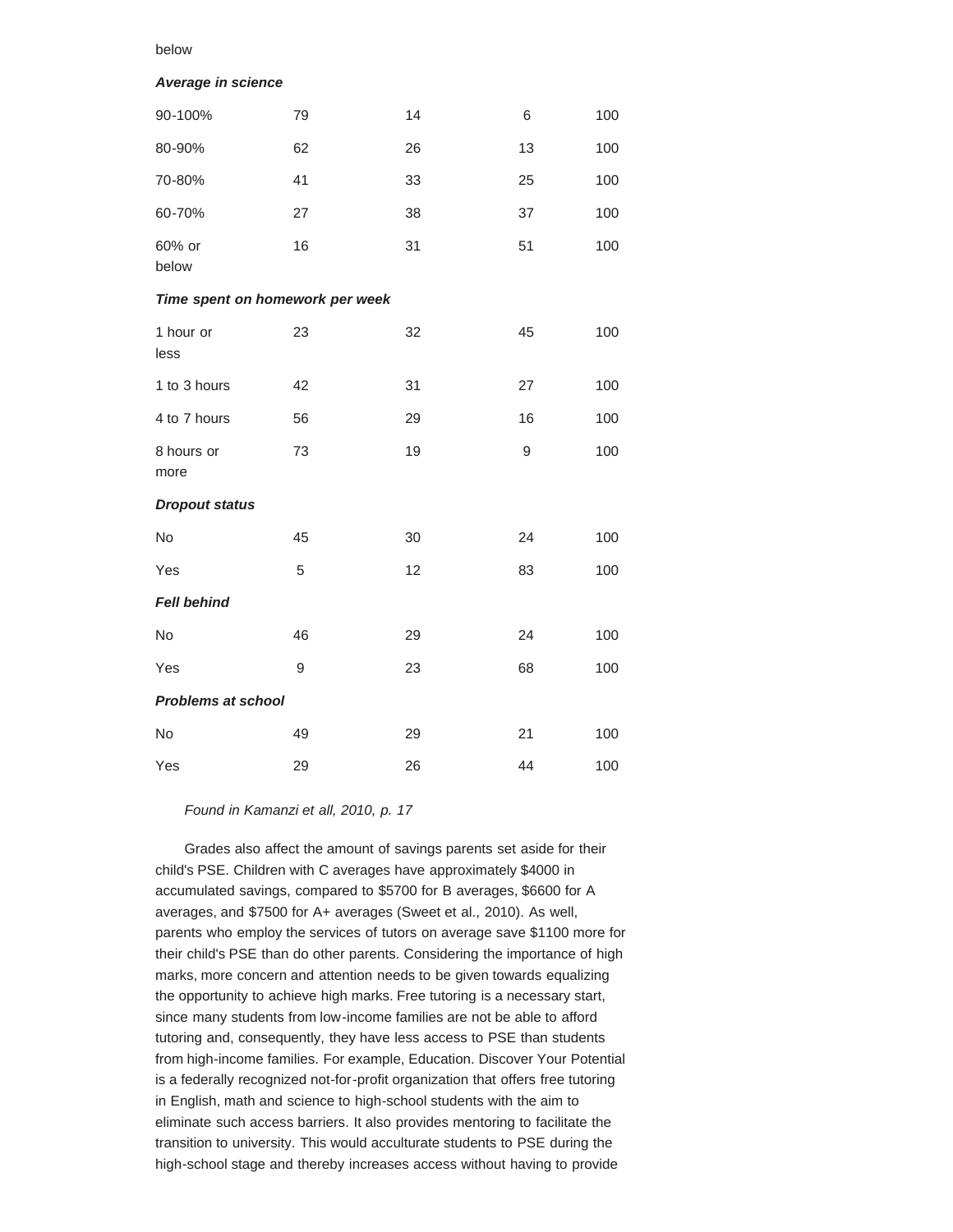| below | | | | |
|---|---|---|---|---|
| ***Average in science*** | | | | |
| 90-100% | 79 | 14 | 6 | 100 |
| 80-90% | 62 | 26 | 13 | 100 |
| 70-80% | 41 | 33 | 25 | 100 |
| 60-70% | 27 | 38 | 37 | 100 |
| 60% or below | 16 | 31 | 51 | 100 |
| ***Time spent on homework per week*** | | | | |
| 1 hour or less | 23 | 32 | 45 | 100 |
| 1 to 3 hours | 42 | 31 | 27 | 100 |
| 4 to 7 hours | 56 | 29 | 16 | 100 |
| 8 hours or more | 73 | 19 | 9 | 100 |
| ***Dropout status*** | | | | |
| No | 45 | 30 | 24 | 100 |
| Yes | 5 | 12 | 83 | 100 |
| ***Fell behind*** | | | | |
| No | 46 | 29 | 24 | 100 |
| Yes | 9 | 23 | 68 | 100 |
| ***Problems at school*** | | | | |
| No | 49 | 29 | 21 | 100 |
| Yes | 29 | 26 | 44 | 100 |

*Found in Kamanzi et all, 2010, p. 17*

Grades also affect the amount of savings parents set aside for their child's PSE. Children with C averages have approximately $4000 in accumulated savings, compared to $5700 for B averages, $6600 for A averages, and $7500 for A+ averages (Sweet et al., 2010). As well, parents who employ the services of tutors on average save $1100 more for their child's PSE than do other parents. Considering the importance of high marks, more concern and attention needs to be given towards equalizing the opportunity to achieve high marks. Free tutoring is a necessary start, since many students from low-income families are not be able to afford tutoring and, consequently, they have less access to PSE than students from high-income families. For example, Education. Discover Your Potential is a federally recognized not-for-profit organization that offers free tutoring in English, math and science to high-school students with the aim to eliminate such access barriers. It also provides mentoring to facilitate the transition to university. This would acculturate students to PSE during the high-school stage and thereby increases access without having to provide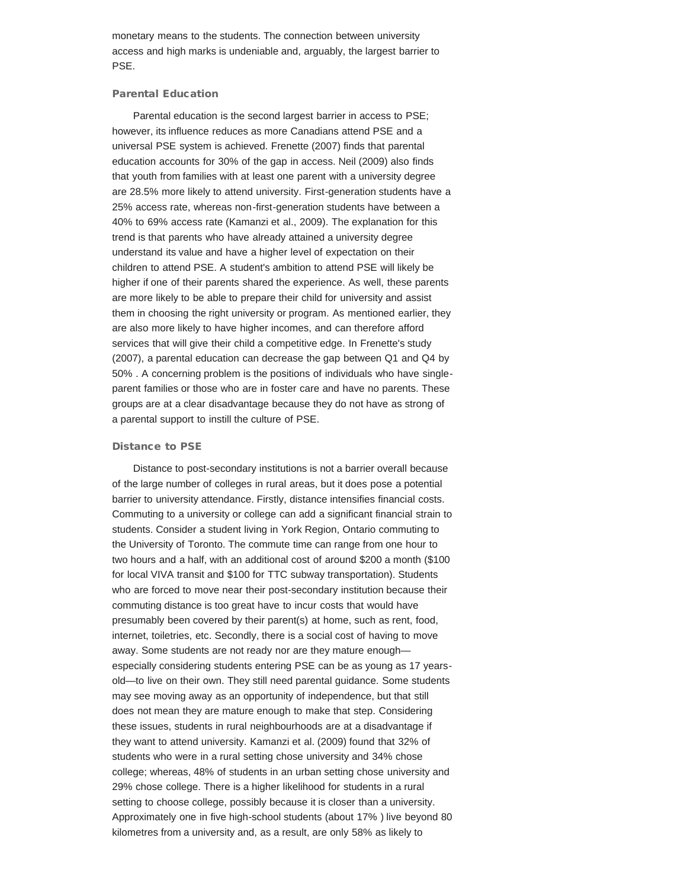monetary means to the students. The connection between university access and high marks is undeniable and, arguably, the largest barrier to PSE.

### Parental Education

Parental education is the second largest barrier in access to PSE; however, its influence reduces as more Canadians attend PSE and a universal PSE system is achieved. Frenette (2007) finds that parental education accounts for 30% of the gap in access. Neil (2009) also finds that youth from families with at least one parent with a university degree are 28.5% more likely to attend university. First-generation students have a 25% access rate, whereas non-first-generation students have between a 40% to 69% access rate (Kamanzi et al., 2009). The explanation for this trend is that parents who have already attained a university degree understand its value and have a higher level of expectation on their children to attend PSE. A student's ambition to attend PSE will likely be higher if one of their parents shared the experience. As well, these parents are more likely to be able to prepare their child for university and assist them in choosing the right university or program. As mentioned earlier, they are also more likely to have higher incomes, and can therefore afford services that will give their child a competitive edge. In Frenette's study (2007), a parental education can decrease the gap between Q1 and Q4 by 50% . A concerning problem is the positions of individuals who have single-parent families or those who are in foster care and have no parents. These groups are at a clear disadvantage because they do not have as strong of a parental support to instill the culture of PSE.

### Distance to PSE

Distance to post-secondary institutions is not a barrier overall because of the large number of colleges in rural areas, but it does pose a potential barrier to university attendance. Firstly, distance intensifies financial costs. Commuting to a university or college can add a significant financial strain to students. Consider a student living in York Region, Ontario commuting to the University of Toronto. The commute time can range from one hour to two hours and a half, with an additional cost of around $200 a month ($100 for local VIVA transit and $100 for TTC subway transportation). Students who are forced to move near their post-secondary institution because their commuting distance is too great have to incur costs that would have presumably been covered by their parent(s) at home, such as rent, food, internet, toiletries, etc. Secondly, there is a social cost of having to move away. Some students are not ready nor are they mature enough—especially considering students entering PSE can be as young as 17 years-old—to live on their own. They still need parental guidance. Some students may see moving away as an opportunity of independence, but that still does not mean they are mature enough to make that step. Considering these issues, students in rural neighbourhoods are at a disadvantage if they want to attend university. Kamanzi et al. (2009) found that 32% of students who were in a rural setting chose university and 34% chose college; whereas, 48% of students in an urban setting chose university and 29% chose college. There is a higher likelihood for students in a rural setting to choose college, possibly because it is closer than a university. Approximately one in five high-school students (about 17% ) live beyond 80 kilometres from a university and, as a result, are only 58% as likely to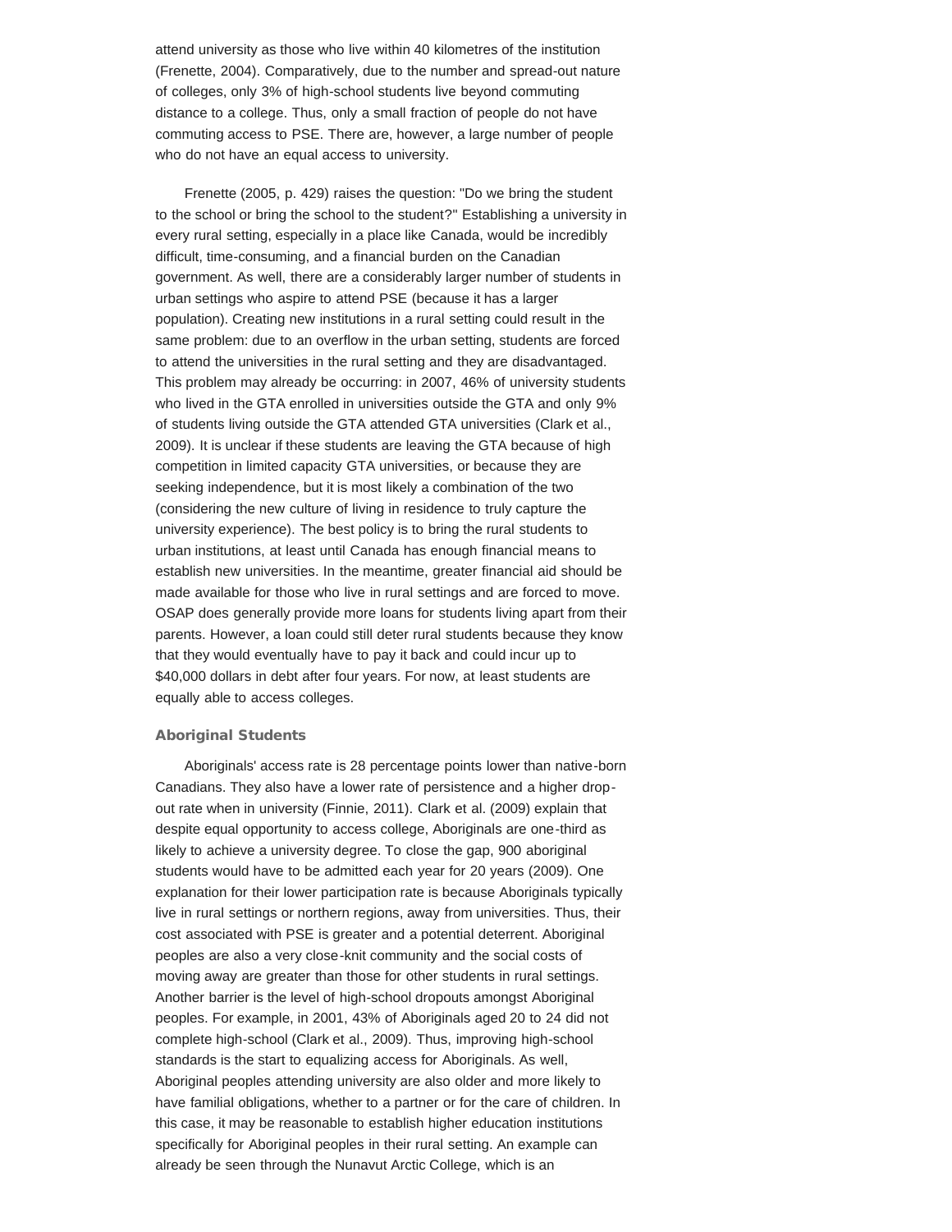attend university as those who live within 40 kilometres of the institution (Frenette, 2004). Comparatively, due to the number and spread-out nature of colleges, only 3% of high-school students live beyond commuting distance to a college. Thus, only a small fraction of people do not have commuting access to PSE. There are, however, a large number of people who do not have an equal access to university.

Frenette (2005, p. 429) raises the question: "Do we bring the student to the school or bring the school to the student?" Establishing a university in every rural setting, especially in a place like Canada, would be incredibly difficult, time-consuming, and a financial burden on the Canadian government. As well, there are a considerably larger number of students in urban settings who aspire to attend PSE (because it has a larger population). Creating new institutions in a rural setting could result in the same problem: due to an overflow in the urban setting, students are forced to attend the universities in the rural setting and they are disadvantaged. This problem may already be occurring: in 2007, 46% of university students who lived in the GTA enrolled in universities outside the GTA and only 9% of students living outside the GTA attended GTA universities (Clark et al., 2009). It is unclear if these students are leaving the GTA because of high competition in limited capacity GTA universities, or because they are seeking independence, but it is most likely a combination of the two (considering the new culture of living in residence to truly capture the university experience). The best policy is to bring the rural students to urban institutions, at least until Canada has enough financial means to establish new universities. In the meantime, greater financial aid should be made available for those who live in rural settings and are forced to move. OSAP does generally provide more loans for students living apart from their parents. However, a loan could still deter rural students because they know that they would eventually have to pay it back and could incur up to $40,000 dollars in debt after four years. For now, at least students are equally able to access colleges.

### Aboriginal Students

Aboriginals' access rate is 28 percentage points lower than native-born Canadians. They also have a lower rate of persistence and a higher drop-out rate when in university (Finnie, 2011). Clark et al. (2009) explain that despite equal opportunity to access college, Aboriginals are one-third as likely to achieve a university degree. To close the gap, 900 aboriginal students would have to be admitted each year for 20 years (2009). One explanation for their lower participation rate is because Aboriginals typically live in rural settings or northern regions, away from universities. Thus, their cost associated with PSE is greater and a potential deterrent. Aboriginal peoples are also a very close-knit community and the social costs of moving away are greater than those for other students in rural settings. Another barrier is the level of high-school dropouts amongst Aboriginal peoples. For example, in 2001, 43% of Aboriginals aged 20 to 24 did not complete high-school (Clark et al., 2009). Thus, improving high-school standards is the start to equalizing access for Aboriginals. As well, Aboriginal peoples attending university are also older and more likely to have familial obligations, whether to a partner or for the care of children. In this case, it may be reasonable to establish higher education institutions specifically for Aboriginal peoples in their rural setting. An example can already be seen through the Nunavut Arctic College, which is an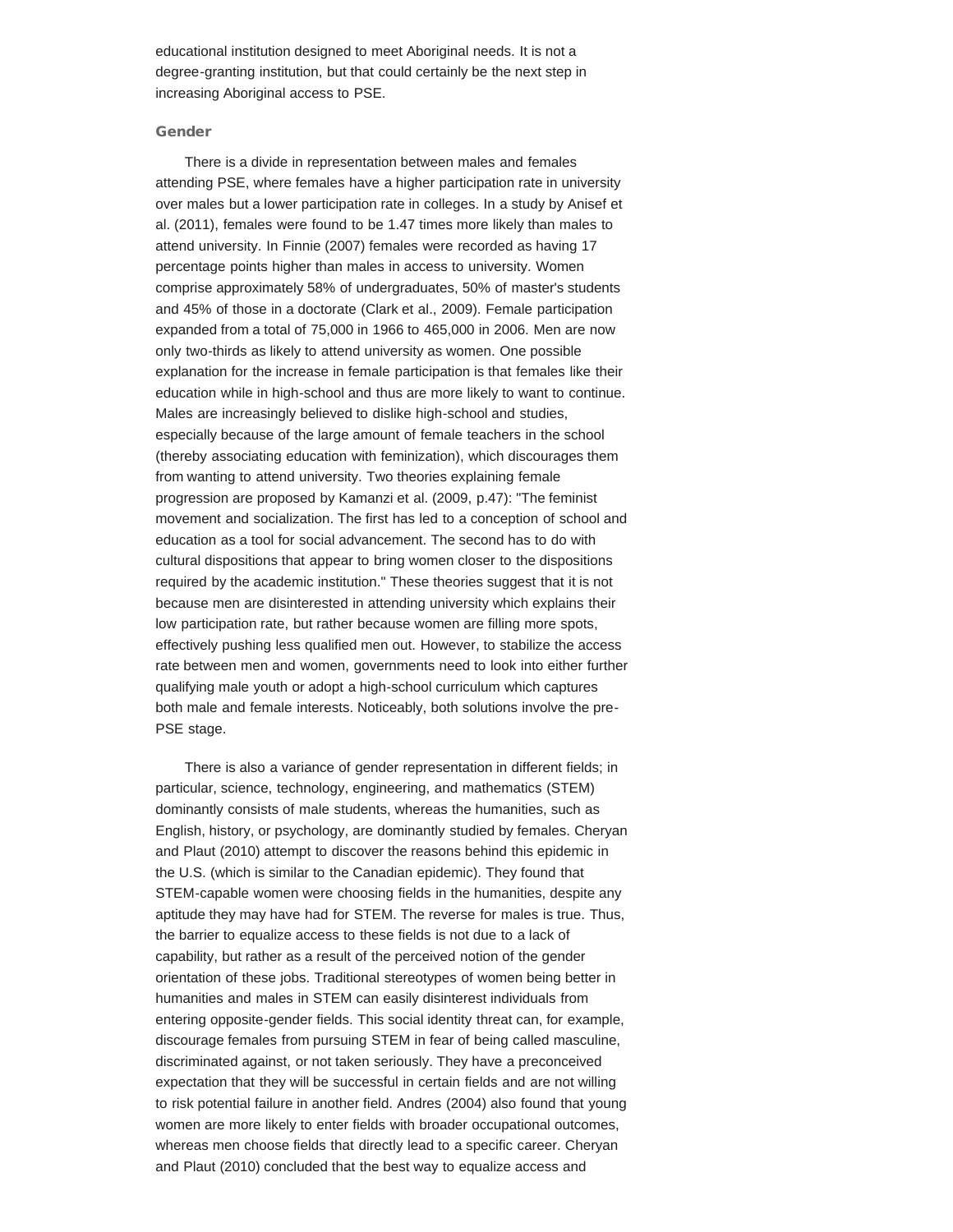educational institution designed to meet Aboriginal needs. It is not a degree-granting institution, but that could certainly be the next step in increasing Aboriginal access to PSE.

### Gender

There is a divide in representation between males and females attending PSE, where females have a higher participation rate in university over males but a lower participation rate in colleges. In a study by Anisef et al. (2011), females were found to be 1.47 times more likely than males to attend university. In Finnie (2007) females were recorded as having 17 percentage points higher than males in access to university. Women comprise approximately 58% of undergraduates, 50% of master's students and 45% of those in a doctorate (Clark et al., 2009). Female participation expanded from a total of 75,000 in 1966 to 465,000 in 2006. Men are now only two-thirds as likely to attend university as women. One possible explanation for the increase in female participation is that females like their education while in high-school and thus are more likely to want to continue. Males are increasingly believed to dislike high-school and studies, especially because of the large amount of female teachers in the school (thereby associating education with feminization), which discourages them from wanting to attend university. Two theories explaining female progression are proposed by Kamanzi et al. (2009, p.47): "The feminist movement and socialization. The first has led to a conception of school and education as a tool for social advancement. The second has to do with cultural dispositions that appear to bring women closer to the dispositions required by the academic institution." These theories suggest that it is not because men are disinterested in attending university which explains their low participation rate, but rather because women are filling more spots, effectively pushing less qualified men out. However, to stabilize the access rate between men and women, governments need to look into either further qualifying male youth or adopt a high-school curriculum which captures both male and female interests. Noticeably, both solutions involve the pre-PSE stage.

There is also a variance of gender representation in different fields; in particular, science, technology, engineering, and mathematics (STEM) dominantly consists of male students, whereas the humanities, such as English, history, or psychology, are dominantly studied by females. Cheryan and Plaut (2010) attempt to discover the reasons behind this epidemic in the U.S. (which is similar to the Canadian epidemic). They found that STEM-capable women were choosing fields in the humanities, despite any aptitude they may have had for STEM. The reverse for males is true. Thus, the barrier to equalize access to these fields is not due to a lack of capability, but rather as a result of the perceived notion of the gender orientation of these jobs. Traditional stereotypes of women being better in humanities and males in STEM can easily disinterest individuals from entering opposite-gender fields. This social identity threat can, for example, discourage females from pursuing STEM in fear of being called masculine, discriminated against, or not taken seriously. They have a preconceived expectation that they will be successful in certain fields and are not willing to risk potential failure in another field. Andres (2004) also found that young women are more likely to enter fields with broader occupational outcomes, whereas men choose fields that directly lead to a specific career. Cheryan and Plaut (2010) concluded that the best way to equalize access and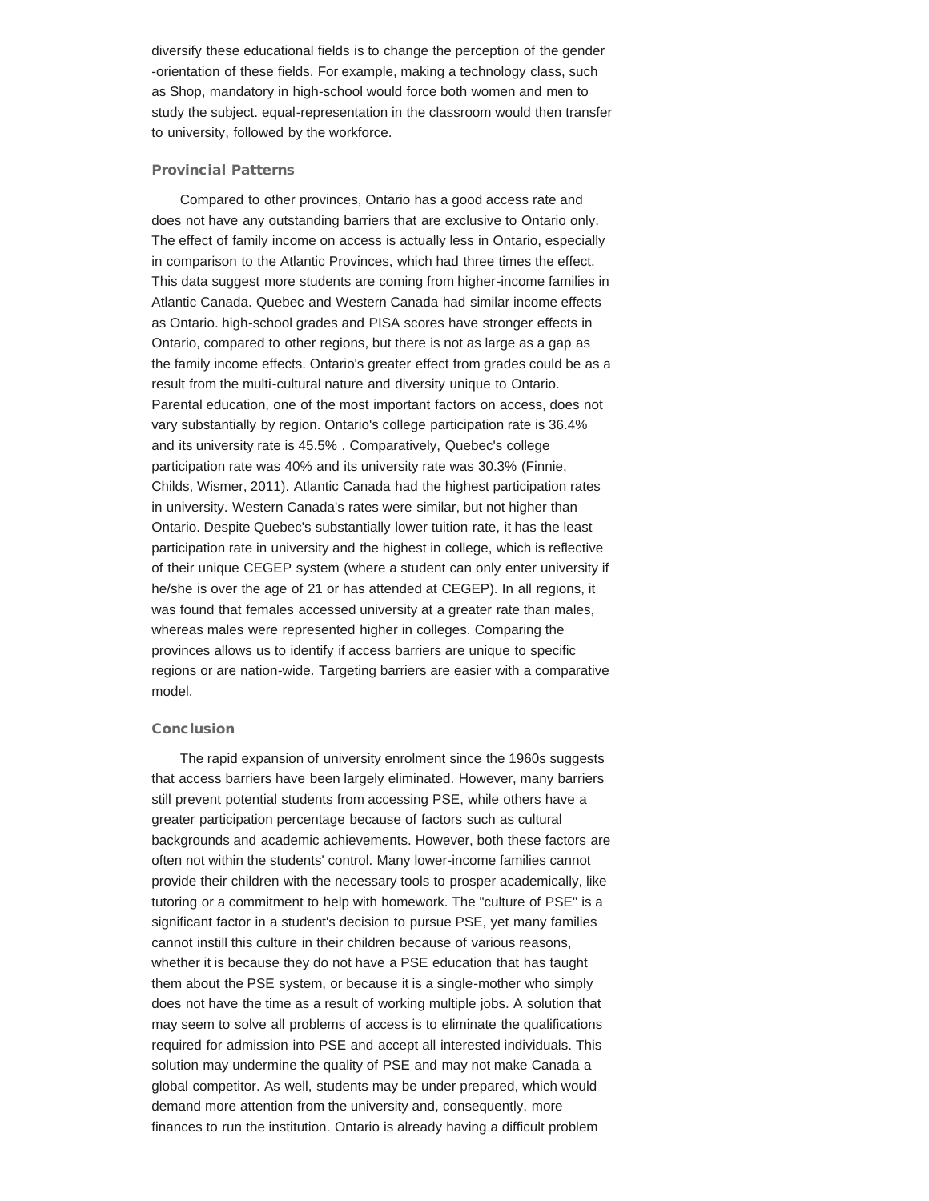diversify these educational fields is to change the perception of the gender -orientation of these fields. For example, making a technology class, such as Shop, mandatory in high-school would force both women and men to study the subject. equal-representation in the classroom would then transfer to university, followed by the workforce.

### Provincial Patterns

Compared to other provinces, Ontario has a good access rate and does not have any outstanding barriers that are exclusive to Ontario only. The effect of family income on access is actually less in Ontario, especially in comparison to the Atlantic Provinces, which had three times the effect. This data suggest more students are coming from higher-income families in Atlantic Canada. Quebec and Western Canada had similar income effects as Ontario. high-school grades and PISA scores have stronger effects in Ontario, compared to other regions, but there is not as large as a gap as the family income effects. Ontario's greater effect from grades could be as a result from the multi-cultural nature and diversity unique to Ontario. Parental education, one of the most important factors on access, does not vary substantially by region. Ontario's college participation rate is 36.4% and its university rate is 45.5% . Comparatively, Quebec's college participation rate was 40% and its university rate was 30.3% (Finnie, Childs, Wismer, 2011). Atlantic Canada had the highest participation rates in university. Western Canada's rates were similar, but not higher than Ontario. Despite Quebec's substantially lower tuition rate, it has the least participation rate in university and the highest in college, which is reflective of their unique CEGEP system (where a student can only enter university if he/she is over the age of 21 or has attended at CEGEP). In all regions, it was found that females accessed university at a greater rate than males, whereas males were represented higher in colleges. Comparing the provinces allows us to identify if access barriers are unique to specific regions or are nation-wide. Targeting barriers are easier with a comparative model.

### Conclusion

The rapid expansion of university enrolment since the 1960s suggests that access barriers have been largely eliminated. However, many barriers still prevent potential students from accessing PSE, while others have a greater participation percentage because of factors such as cultural backgrounds and academic achievements. However, both these factors are often not within the students' control. Many lower-income families cannot provide their children with the necessary tools to prosper academically, like tutoring or a commitment to help with homework. The "culture of PSE" is a significant factor in a student's decision to pursue PSE, yet many families cannot instill this culture in their children because of various reasons, whether it is because they do not have a PSE education that has taught them about the PSE system, or because it is a single-mother who simply does not have the time as a result of working multiple jobs. A solution that may seem to solve all problems of access is to eliminate the qualifications required for admission into PSE and accept all interested individuals. This solution may undermine the quality of PSE and may not make Canada a global competitor. As well, students may be under prepared, which would demand more attention from the university and, consequently, more finances to run the institution. Ontario is already having a difficult problem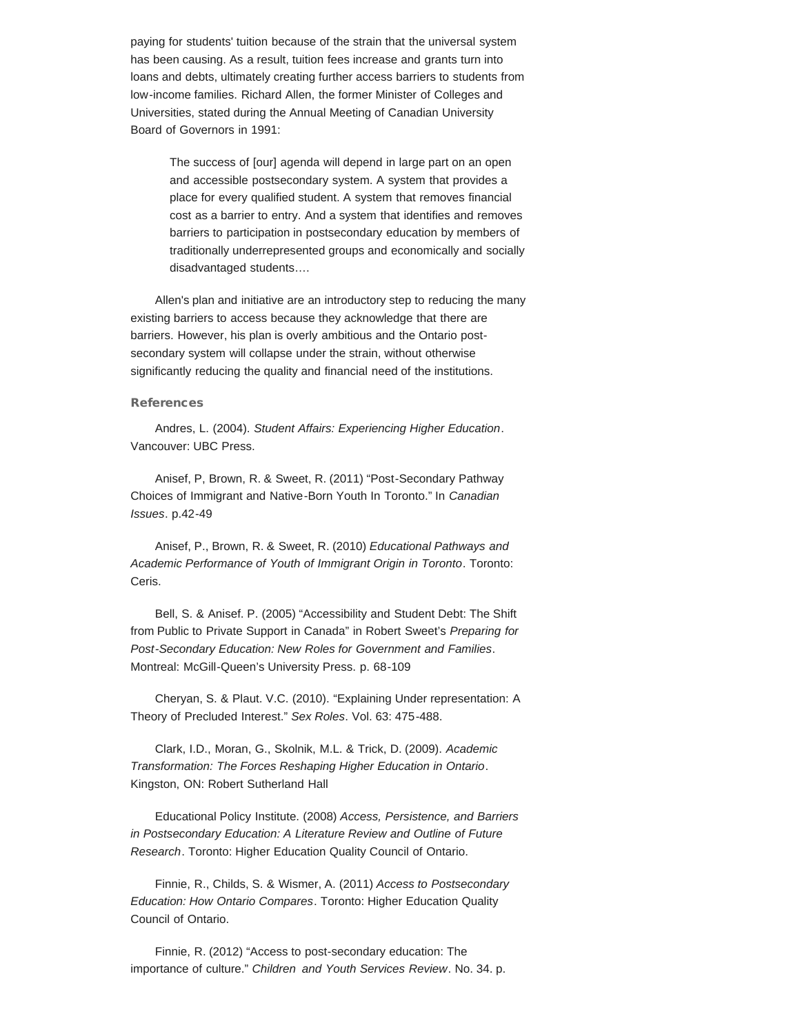paying for students' tuition because of the strain that the universal system has been causing. As a result, tuition fees increase and grants turn into loans and debts, ultimately creating further access barriers to students from low-income families. Richard Allen, the former Minister of Colleges and Universities, stated during the Annual Meeting of Canadian University Board of Governors in 1991:

> The success of [our] agenda will depend in large part on an open and accessible postsecondary system. A system that provides a place for every qualified student. A system that removes financial cost as a barrier to entry. And a system that identifies and removes barriers to participation in postsecondary education by members of traditionally underrepresented groups and economically and socially disadvantaged students….

Allen's plan and initiative are an introductory step to reducing the many existing barriers to access because they acknowledge that there are barriers. However, his plan is overly ambitious and the Ontario post-secondary system will collapse under the strain, without otherwise significantly reducing the quality and financial need of the institutions.

## References

Andres, L. (2004). *Student Affairs: Experiencing Higher Education*. Vancouver: UBC Press.

Anisef, P, Brown, R. & Sweet, R. (2011) "Post-Secondary Pathway Choices of Immigrant and Native-Born Youth In Toronto." In *Canadian Issues*. p.42-49

Anisef, P., Brown, R. & Sweet, R. (2010) *Educational Pathways and Academic Performance of Youth of Immigrant Origin in Toronto*. Toronto: Ceris.

Bell, S. & Anisef. P. (2005) "Accessibility and Student Debt: The Shift from Public to Private Support in Canada" in Robert Sweet's *Preparing for Post-Secondary Education: New Roles for Government and Families*. Montreal: McGill-Queen's University Press. p. 68-109

Cheryan, S. & Plaut. V.C. (2010). "Explaining Under representation: A Theory of Precluded Interest." *Sex Roles*. Vol. 63: 475-488.

Clark, I.D., Moran, G., Skolnik, M.L. & Trick, D. (2009). *Academic Transformation: The Forces Reshaping Higher Education in Ontario*. Kingston, ON: Robert Sutherland Hall

Educational Policy Institute. (2008) *Access, Persistence, and Barriers in Postsecondary Education: A Literature Review and Outline of Future Research*. Toronto: Higher Education Quality Council of Ontario.

Finnie, R., Childs, S. & Wismer, A. (2011) *Access to Postsecondary Education: How Ontario Compares*. Toronto: Higher Education Quality Council of Ontario.

Finnie, R. (2012) "Access to post-secondary education: The importance of culture." *Children and Youth Services Review*. No. 34. p.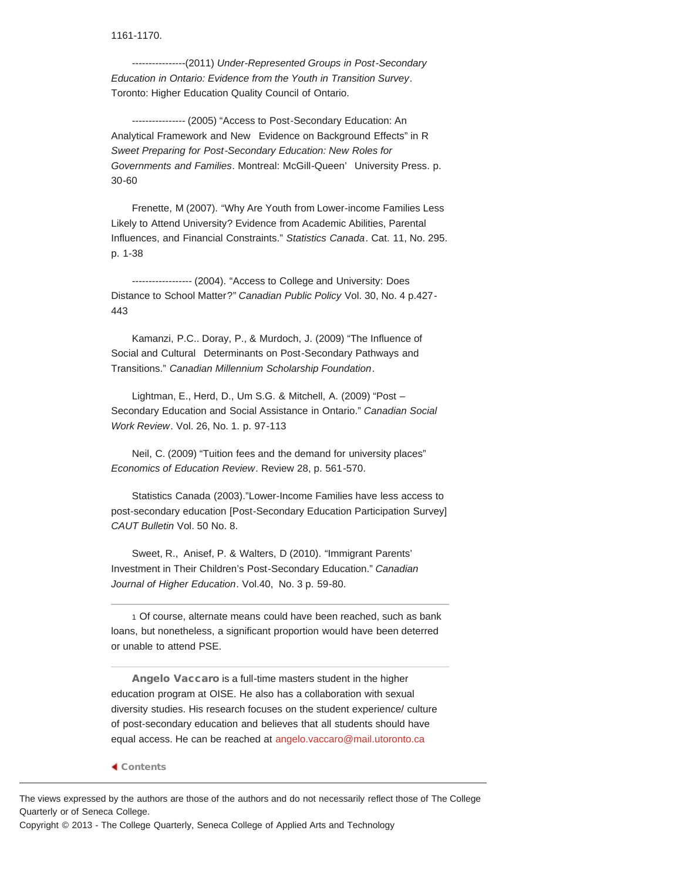1161-1170.

----------------(2011) *Under-Represented Groups in Post-Secondary Education in Ontario: Evidence from the Youth in Transition Survey*. Toronto: Higher Education Quality Council of Ontario.

---------------- (2005) “Access to Post-Secondary Education: An Analytical Framework and New Evidence on Background Effects” in R *Sweet Preparing for Post-Secondary Education: New Roles for Governments and Families*. Montreal: McGill-Queen’ University Press. p. 30-60

Frenette, M (2007). “Why Are Youth from Lower-income Families Less Likely to Attend University? Evidence from Academic Abilities, Parental Influences, and Financial Constraints.” *Statistics Canada*. Cat. 11, No. 295. p. 1-38

------------------ (2004). “Access to College and University: Does Distance to School Matter?” *Canadian Public Policy* Vol. 30, No. 4 p.427-443

Kamanzi, P.C.. Doray, P., & Murdoch, J. (2009) “The Influence of Social and Cultural Determinants on Post-Secondary Pathways and Transitions.” *Canadian Millennium Scholarship Foundation*.

Lightman, E., Herd, D., Um S.G. & Mitchell, A. (2009) “Post – Secondary Education and Social Assistance in Ontario.” *Canadian Social Work Review*. Vol. 26, No. 1. p. 97-113

Neil, C. (2009) “Tuition fees and the demand for university places” *Economics of Education Review*. Review 28, p. 561-570.

Statistics Canada (2003).”Lower-Income Families have less access to post-secondary education [Post-Secondary Education Participation Survey] *CAUT Bulletin* Vol. 50 No. 8.

Sweet, R., Anisef, P. & Walters, D (2010). “Immigrant Parents’ Investment in Their Children’s Post-Secondary Education.” *Canadian Journal of Higher Education*. Vol.40, No. 3 p. 59-80.

---

[1] Of course, alternate means could have been reached, such as bank loans, but nonetheless, a significant proportion would have been deterred or unable to attend PSE.

---

**Angelo Vaccaro** is a full-time masters student in the higher education program at OISE. He also has a collaboration with sexual diversity studies. His research focuses on the student experience/ culture of post-secondary education and believes that all students should have equal access. He can be reached at angelo.vaccaro@mail.utoronto.ca

◀ **Contents**

---

The views expressed by the authors are those of the authors and do not necessarily reflect those of The College Quarterly or of Seneca College.
Copyright © 2013 - The College Quarterly, Seneca College of Applied Arts and Technology